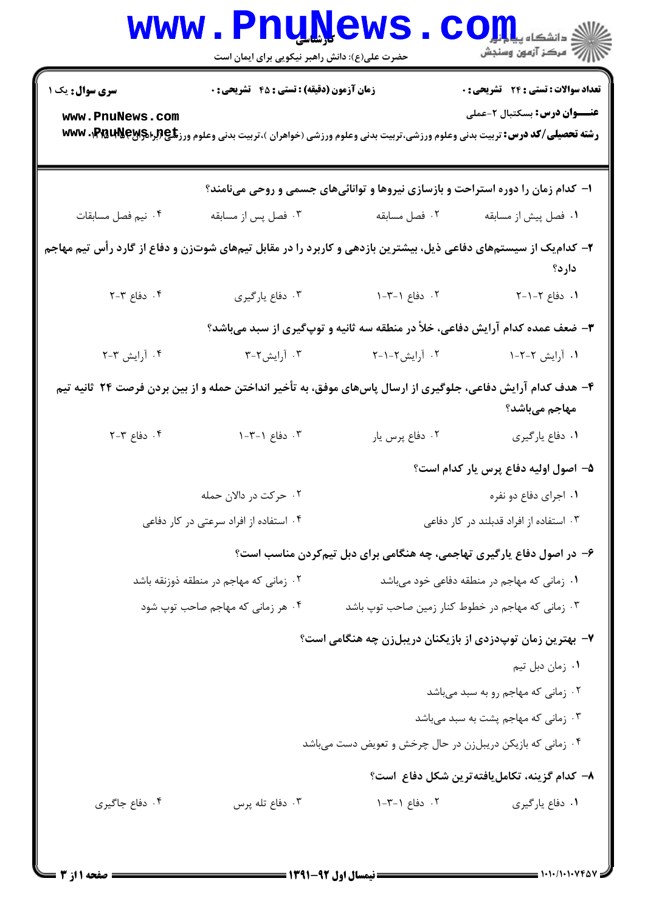**سری سوال:** یک ۱

**زمان آزمون (دقیقه) : تستی : ۴۵ تشریحی : ۰**

**تعداد سوالات : تستی : ۲۴ تشریحی : ۰**

**عنـــوان درس:** بسکتبال ۲-عملی

**رشته تحصیلی/کد درس:** تربیت بدنی وعلوم ورزشی،تربیت بدنی وعلوم ورزشی (خواهران )،تربیت بدنی وعلوم ورزشی (برادران) ۱۲۱۵۰۸۵

۱- کدام زمان را دوره استراحت و بازسازی نیروها و توانائی‌های جسمی و روحی می‌نامند؟

۱. فصل پیش از مسابقه
۲. فصل مسابقه
۳. فصل پس از مسابقه
۴. نیم فصل مسابقات

۲- کدام‌یک از سیستم‌های دفاعی ذیل، بیشترین بازدهی و کاربرد را در مقابل تیم‌های شوت‌زن و دفاع از گارد رأس تیم مهاجم دارد؟

۱. دفاع ۲-۱-۲
۲. دفاع ۱-۳-۱
۳. دفاع یارگیری
۴. دفاع ۳-۲

۳- ضعف عمده کدام آرایش دفاعی، خلأ در منطقه سه ثانیه و توپ‌گیری از سبد می‌باشد؟

۱. آرایش ۲-۲-۱
۲. آرایش۲-۱-۲
۳. آرایش۲-۳
۴. آرایش ۳-۲

۴- هدف کدام آرایش دفاعی، جلوگیری از ارسال پاس‌های موفق، به تأخیر انداختن حمله و از بین بردن فرصت ۲۴ ثانیه تیم مهاجم می‌باشد؟

۱. دفاع یارگیری
۲. دفاع پرس یار
۳. دفاع ۱-۳-۱
۴. دفاع ۳-۲

۵- اصول اولیه دفاع پرس یار کدام است؟

۱. اجرای دفاع دو نفره
۲. حرکت در دالان حمله
۳. استفاده از افراد قدبلند در کار دفاعی
۴. استفاده از افراد سرعتی در کار دفاعی

۶- در اصول دفاع یارگیری تهاجمی، چه هنگامی برای دبل تیم‌کردن مناسب است؟

۱. زمانی که مهاجم در منطقه دفاعی خود می‌باشد
۲. زمانی که مهاجم در منطقه ذوزنقه باشد
۳. زمانی که مهاجم در خطوط کنار زمین صاحب توپ باشد
۴. هر زمانی که مهاجم صاحب توپ شود

۷- بهترین زمان توپ‌دزدی از بازیکنان دریبل‌زن چه هنگامی است؟

۱. زمان دبل تیم
۲. زمانی که مهاجم رو به سبد می‌باشد
۳. زمانی که مهاجم پشت به سبد می‌باشد
۴. زمانی که بازیکن دریبل‌زن در حال چرخش و تعویض دست می‌باشد

۸- کدام گزینه، تکامل‌یافته‌ترین شکل دفاع است؟

۱. دفاع یارگیری
۲. دفاع ۱-۳-۱
۳. دفاع تله پرس
۴. دفاع جاگیری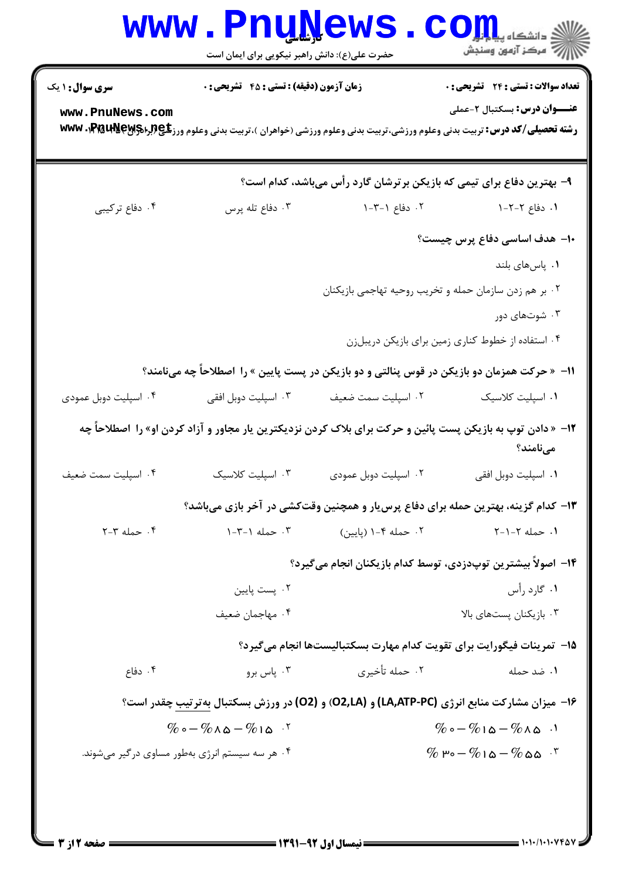**سری سوال:** ۱ یک | **زمان آزمون (دقیقه) : تستی : ۴۵ تشریحی : ۰** | **تعداد سوالات : تستی : ۲۴ تشریحی : ۰**

**عنـــوان درس:** بسکتبال ۲-عملی

**رشته تحصیلی/کد درس:** تربیت بدنی وعلوم ورزشی،تربیت بدنی وعلوم ورزشی (خواهران )،تربیت بدنی وعلوم ورزشی (برادران) ۱۲۱۵۰۷۹

۹- بهترین دفاع برای تیمی که بازیکن برترشان گارد رأس می‌باشد، کدام است؟

۱. دفاع ۲-۲-۱
۲. دفاع ۱-۳-۱
۳. دفاع تله پرس
۴. دفاع ترکیبی

۱۰- هدف اساسی دفاع پرس چیست؟

۱. پاس‌های بلند
۲. بر هم زدن سازمان حمله و تخریب روحیه تهاجمی بازیکنان
۳. شوت‌های دور
۴. استفاده از خطوط کناری زمین برای بازیکن دریبل‌زن

۱۱- « حرکت همزمان دو بازیکن در قوس پنالتی و دو بازیکن در پست پایین » را اصطلاحاً چه می‌نامند؟

۱. اسپلیت کلاسیک
۲. اسپلیت سمت ضعیف
۳. اسپلیت دوبل افقی
۴. اسپلیت دوبل عمودی

۱۲- « دادن توپ به بازیکن پست پائین و حرکت برای بلاک کردن نزدیکترین یار مجاور و آزاد کردن او» را اصطلاحاً چه می‌نامند؟

۱. اسپلیت دوبل افقی
۲. اسپلیت دوبل عمودی
۳. اسپلیت کلاسیک
۴. اسپلیت سمت ضعیف

۱۳- کدام گزینه، بهترین حمله برای دفاع پرس‌یار و همچنین وقت‌کشی در آخر بازی می‌باشد؟

۱. حمله ۲-۱-۲
۲. حمله ۴-۱ (پایین)
۳. حمله ۱-۳-۱
۴. حمله ۳-۲

۱۴- اصولاً بیشترین توپ‌دزدی، توسط کدام بازیکنان انجام می‌گیرد؟

۱. گارد رأس
۲. پست پایین
۳. بازیکنان پست‌های بالا
۴. مهاجمان ضعیف

۱۵- تمرینات فیگورایت برای تقویت کدام مهارت بسکتبالیست‌ها انجام می‌گیرد؟

۱. ضد حمله
۲. حمله تأخیری
۳. پاس برو
۴. دفاع

۱۶- میزان مشارکت منابع انرژی (LA,ATP-PC) و (O2,LA) و (O2) در ورزش بسکتبال به‌ترتیب چقدر است؟

۱. $\%85 - \%15 - \%0$
۲. $\%15 - \%85 - \%0$
۳. $\%55 - \%15 - \%30$
۴. هر سه سیستم انرژی به‌طور مساوی درگیر می‌شوند.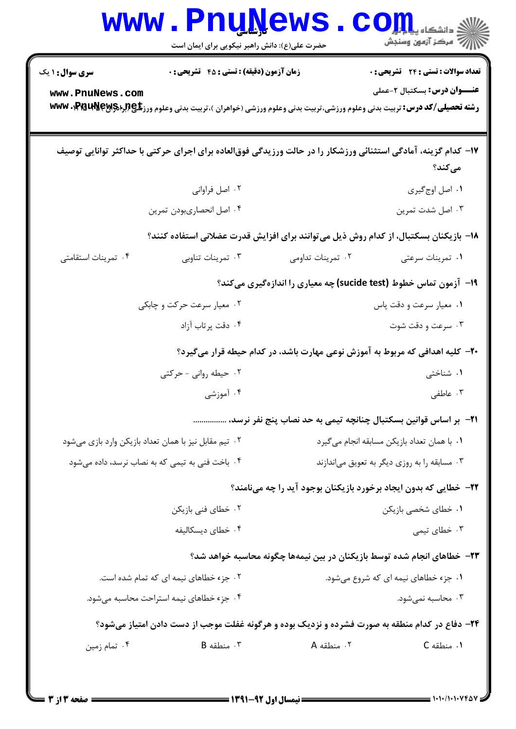**سری سوال:** ۱ یک

**زمان آزمون (دقیقه) : تستی : ۴۵ تشریحی : ۰**

**تعداد سوالات : تستی : ۲۴ تشریحی : ۰**

**عنـــوان درس:** بسکتبال ۲-عملی

**رشته تحصیلی/کد درس:** تربیت بدنی وعلوم ورزشی،تربیت بدنی وعلوم ورزشی (خواهران )،تربیت بدنی وعلوم ورزشی (برادران) ۱۲۱۵۰۱۵

**۱۷- کدام گزینه، آمادگی استثنائی ورزشکار را در حالت ورزیدگی فوق‌العاده برای اجرای حرکتی با حداکثر توانایی توصیف می‌کند؟**

۱. اصل اوج‌گیری
۲. اصل فراوانی
۳. اصل شدت تمرین
۴. اصل انحصاری‌بودن تمرین

**۱۸- بازیکنان بسکتبال، از کدام روش ذیل می‌توانند برای افزایش قدرت عضلانی استفاده کنند؟**

۱. تمرینات سرعتی
۲. تمرینات تداومی
۳. تمرینات تناوبی
۴. تمرینات استقامتی

**۱۹- آزمون تماس خطوط (sucide test) چه معیاری را اندازه‌گیری می‌کند؟**

۱. معیار سرعت و دقت پاس
۲. معیار سرعت حرکت و چابکی
۳. سرعت و دقت شوت
۴. دقت پرتاب آزاد

**۲۰- کلیه اهدافی که مربوط به آموزش نوعی مهارت باشد، در کدام حیطه قرار می‌گیرد؟**

۱. شناختی
۲. حیطه روانی - حرکتی
۳. عاطفی
۴. آموزشی

**۲۱- بر اساس قوانین بسکتبال چنانچه تیمی به حد نصاب پنج نفر نرسد، ................**

۱. با همان تعداد بازیکن مسابقه انجام می‌گیرد
۲. تیم مقابل نیز با همان تعداد بازیکن وارد بازی می‌شود
۳. مسابقه را به روزی دیگر به تعویق می‌اندازند
۴. باخت فنی به تیمی که به نصاب نرسد، داده می‌شود

**۲۲- خطایی که بدون ایجاد برخورد بازیکنان بوجود آید را چه می‌نامند؟**

۱. خطای شخصی بازیکن
۲. خطای فنی بازیکن
۳. خطای تیمی
۴. خطای دیسکالیفه

**۲۳- خطاهای انجام شده توسط بازیکنان در بین نیمه‌ها چگونه محاسبه خواهد شد؟**

۱. جزء خطاهای نیمه ای که شروع می‌شود.
۲. جزء خطاهای نیمه ای که تمام شده است.
۳. محاسبه نمی‌شود.
۴. جزء خطاهای نیمه استراحت محاسبه می‌شود.

**۲۴- دفاع در کدام منطقه به صورت فشرده و نزدیک بوده و هرگونه غفلت موجب از دست دادن امتیاز می‌شود؟**

۱. منطقه C
۲. منطقه A
۳. منطقه B
۴. تمام زمین